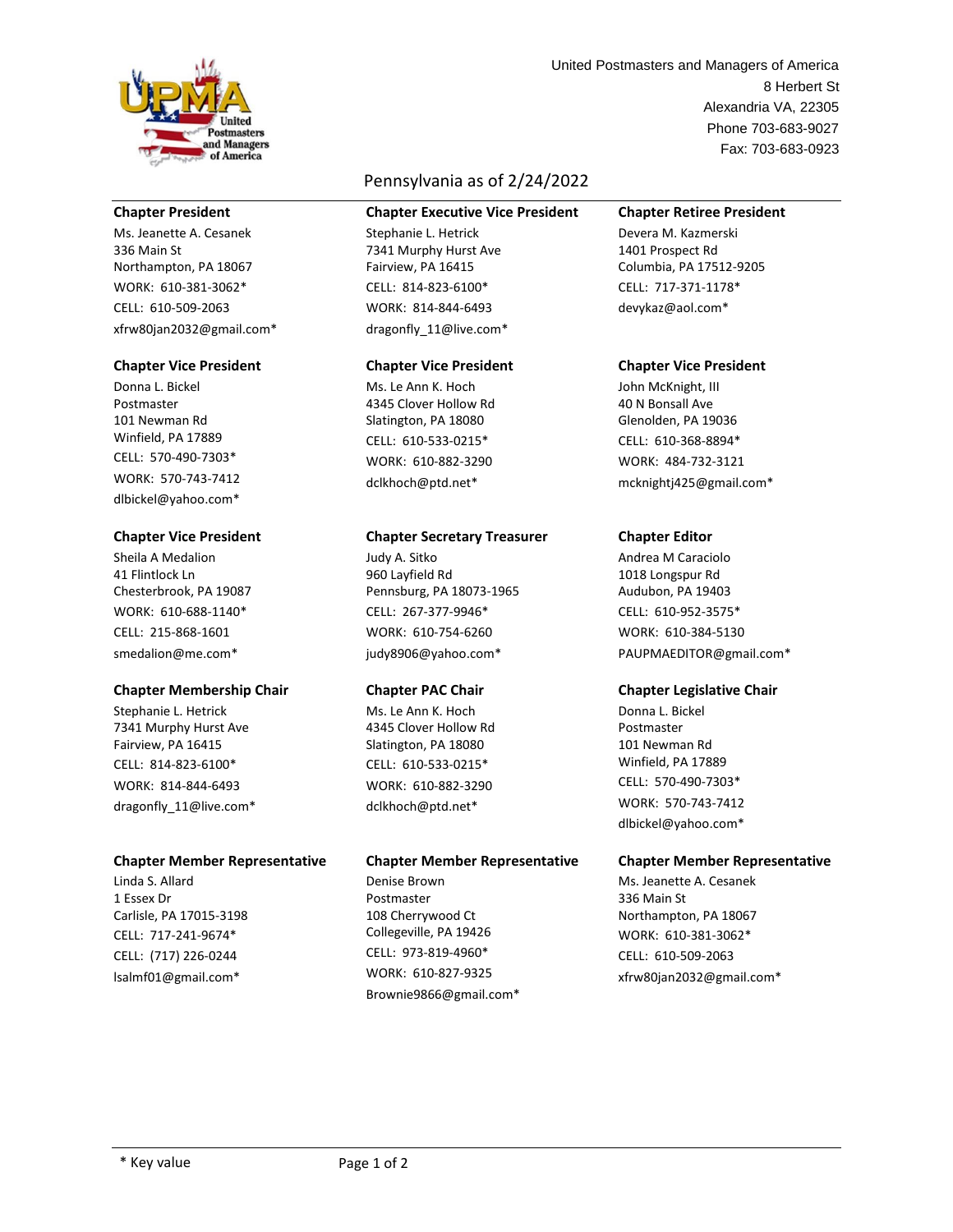United Postmasters and Managers of America
8 Herbert St
Alexandria VA, 22305
Phone 703-683-9027
Fax: 703-683-0923

## Pennsylvania as of 2/24/2022

**Chapter President**
Ms. Jeanette A. Cesanek
336 Main St
Northampton, PA 18067
WORK: 610-381-3062*
CELL: 610-509-2063
xfrw80jan2032@gmail.com*

**Chapter Executive Vice President**
Stephanie L. Hetrick
7341 Murphy Hurst Ave
Fairview, PA 16415
CELL: 814-823-6100*
WORK: 814-844-6493
dragonfly_11@live.com*

**Chapter Retiree President**
Devera M. Kazmerski
1401 Prospect Rd
Columbia, PA 17512-9205
CELL: 717-371-1178*
devykaz@aol.com*

**Chapter Vice President**
Donna L. Bickel
Postmaster
101 Newman Rd
Winfield, PA 17889
CELL: 570-490-7303*
WORK: 570-743-7412
dlbickel@yahoo.com*

**Chapter Vice President**
Ms. Le Ann K. Hoch
4345 Clover Hollow Rd
Slatington, PA 18080
CELL: 610-533-0215*
WORK: 610-882-3290
dclkhoch@ptd.net*

**Chapter Vice President**
John McKnight, III
40 N Bonsall Ave
Glenolden, PA 19036
CELL: 610-368-8894*
WORK: 484-732-3121
mcknightj425@gmail.com*

**Chapter Vice President**
Sheila A Medalion
41 Flintlock Ln
Chesterbrook, PA 19087
WORK: 610-688-1140*
CELL: 215-868-1601
smedalion@me.com*

**Chapter Secretary Treasurer**
Judy A. Sitko
960 Layfield Rd
Pennsburg, PA 18073-1965
CELL: 267-377-9946*
WORK: 610-754-6260
judy8906@yahoo.com*

**Chapter Editor**
Andrea M Caraciolo
1018 Longspur Rd
Audubon, PA 19403
CELL: 610-952-3575*
WORK: 610-384-5130
PAUPMAEDITOR@gmail.com*

**Chapter Membership Chair**
Stephanie L. Hetrick
7341 Murphy Hurst Ave
Fairview, PA 16415
CELL: 814-823-6100*
WORK: 814-844-6493
dragonfly_11@live.com*

**Chapter PAC Chair**
Ms. Le Ann K. Hoch
4345 Clover Hollow Rd
Slatington, PA 18080
CELL: 610-533-0215*
WORK: 610-882-3290
dclkhoch@ptd.net*

**Chapter Legislative Chair**
Donna L. Bickel
Postmaster
101 Newman Rd
Winfield, PA 17889
CELL: 570-490-7303*
WORK: 570-743-7412
dlbickel@yahoo.com*

**Chapter Member Representative**
Linda S. Allard
1 Essex Dr
Carlisle, PA 17015-3198
CELL: 717-241-9674*
CELL: (717) 226-0244
lsalmf01@gmail.com*

**Chapter Member Representative**
Denise Brown
Postmaster
108 Cherrywood Ct
Collegeville, PA 19426
CELL: 973-819-4960*
WORK: 610-827-9325
Brownie9866@gmail.com*

**Chapter Member Representative**
Ms. Jeanette A. Cesanek
336 Main St
Northampton, PA 18067
WORK: 610-381-3062*
CELL: 610-509-2063
xfrw80jan2032@gmail.com*

\* Key value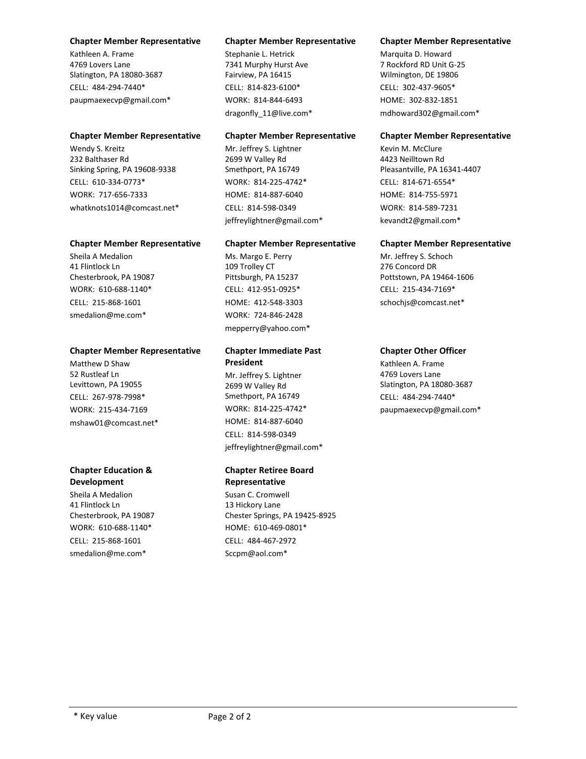**Chapter Member Representative**
Kathleen A. Frame
4769 Lovers Lane
Slatington, PA 18080-3687
CELL: 484-294-7440*
paupmaexecvp@gmail.com*

**Chapter Member Representative**
Stephanie L. Hetrick
7341 Murphy Hurst Ave
Fairview, PA 16415
CELL: 814-823-6100*
WORK: 814-844-6493
dragonfly_11@live.com*

**Chapter Member Representative**
Marquita D. Howard
7 Rockford RD Unit G-25
Wilmington, DE 19806
CELL: 302-437-9605*
HOME: 302-832-1851
mdhoward302@gmail.com*

**Chapter Member Representative**
Wendy S. Kreitz
232 Balthaser Rd
Sinking Spring, PA 19608-9338
CELL: 610-334-0773*
WORK: 717-656-7333
whatknots1014@comcast.net*

**Chapter Member Representative**
Mr. Jeffrey S. Lightner
2699 W Valley Rd
Smethport, PA 16749
WORK: 814-225-4742*
HOME: 814-887-6040
CELL: 814-598-0349
jeffreylightner@gmail.com*

**Chapter Member Representative**
Kevin M. McClure
4423 Neilltown Rd
Pleasantville, PA 16341-4407
CELL: 814-671-6554*
HOME: 814-755-5971
WORK: 814-589-7231
kevandt2@gmail.com*

**Chapter Member Representative**
Sheila A Medalion
41 Flintlock Ln
Chesterbrook, PA 19087
WORK: 610-688-1140*
CELL: 215-868-1601
smedalion@me.com*

**Chapter Member Representative**
Ms. Margo E. Perry
109 Trolley CT
Pittsburgh, PA 15237
CELL: 412-951-0925*
HOME: 412-548-3303
WORK: 724-846-2428
mepperry@yahoo.com*

**Chapter Member Representative**
Mr. Jeffrey S. Schoch
276 Concord DR
Pottstown, PA 19464-1606
CELL: 215-434-7169*
schochjs@comcast.net*

**Chapter Member Representative**
Matthew D Shaw
52 Rustleaf Ln
Levittown, PA 19055
CELL: 267-978-7998*
WORK: 215-434-7169
mshaw01@comcast.net*

**Chapter Immediate Past President**
Mr. Jeffrey S. Lightner
2699 W Valley Rd
Smethport, PA 16749
WORK: 814-225-4742*
HOME: 814-887-6040
CELL: 814-598-0349
jeffreylightner@gmail.com*

**Chapter Other Officer**
Kathleen A. Frame
4769 Lovers Lane
Slatington, PA 18080-3687
CELL: 484-294-7440*
paupmaexecvp@gmail.com*

**Chapter Education & Development**
Sheila A Medalion
41 Flintlock Ln
Chesterbrook, PA 19087
WORK: 610-688-1140*
CELL: 215-868-1601
smedalion@me.com*

**Chapter Retiree Board Representative**
Susan C. Cromwell
13 Hickory Lane
Chester Springs, PA 19425-8925
HOME: 610-469-0801*
CELL: 484-467-2972
Sccpm@aol.com*

* Key value